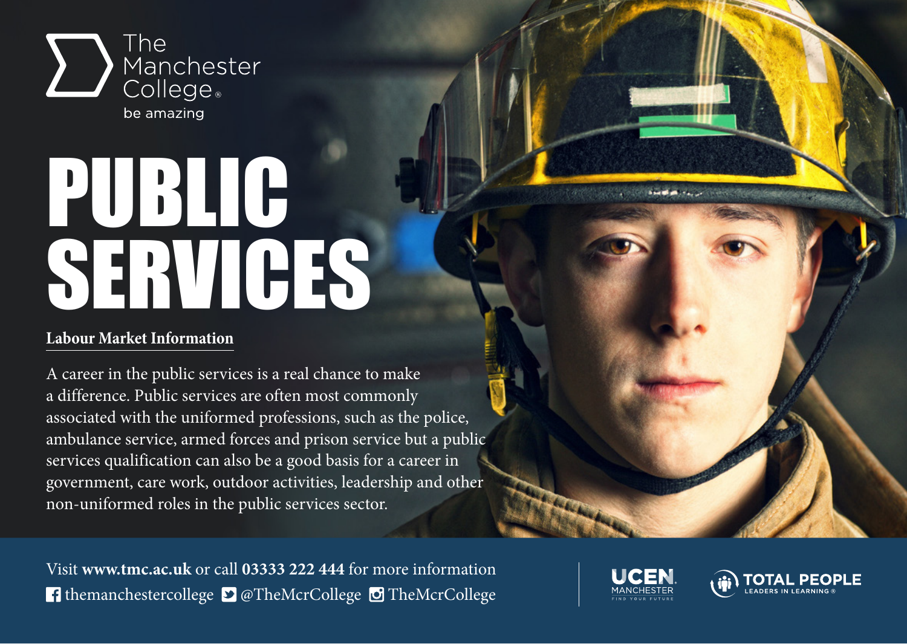The Manchester College

be amazing

# PUBLIC SERVICES

## Labour Market Information

A career in the public services is a real chance to make a difference. Public services are often most commonly associated with the uniformed professions, such as the police, ambulance service, armed forces and prison service but a public services qualification can also be a good basis for a career in government, care work, outdoor activities, leadership and other non-uniformed roles in the public services sector.

Visit **www.tmc.ac.uk** or call **03333 222 444** for more information

themanchestercollege @TheMcrCollege TheMcrCollege

UCEN MANCHESTER FIND YOUR FUTURE

TOTAL PEOPLE LEADERS IN LEARNING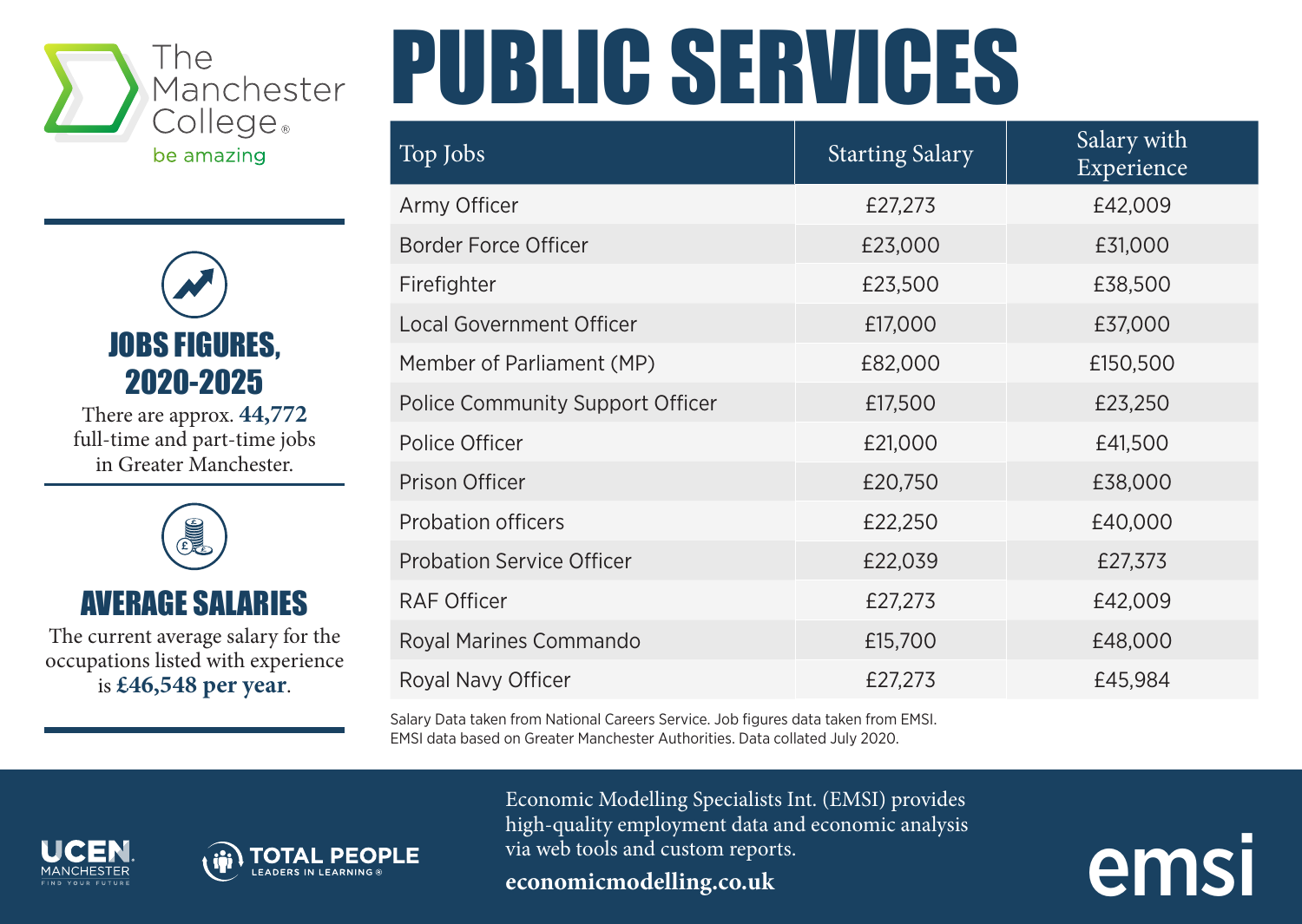The Manchester College®
be amazing

# PUBLIC SERVICES

## JOBS FIGURES, 2020-2025

There are approx. **44,772** full-time and part-time jobs in Greater Manchester.

## AVERAGE SALARIES

The current average salary for the occupations listed with experience is **£46,548 per year**.

| Top Jobs | Starting Salary | Salary with Experience |
|---|---|---|
| Army Officer | £27,273 | £42,009 |
| Border Force Officer | £23,000 | £31,000 |
| Firefighter | £23,500 | £38,500 |
| Local Government Officer | £17,000 | £37,000 |
| Member of Parliament (MP) | £82,000 | £150,500 |
| Police Community Support Officer | £17,500 | £23,250 |
| Police Officer | £21,000 | £41,500 |
| Prison Officer | £20,750 | £38,000 |
| Probation officers | £22,250 | £40,000 |
| Probation Service Officer | £22,039 | £27,373 |
| RAF Officer | £27,273 | £42,009 |
| Royal Marines Commando | £15,700 | £48,000 |
| Royal Navy Officer | £27,273 | £45,984 |

Salary Data taken from National Careers Service. Job figures data taken from EMSI.
EMSI data based on Greater Manchester Authorities. Data collated July 2020.

UCEN MANCHESTER FIND YOUR FUTURE

TOTAL PEOPLE LEADERS IN LEARNING®

Economic Modelling Specialists Int. (EMSI) provides high-quality employment data and economic analysis via web tools and custom reports.

**economicmodelling.co.uk**

emsi